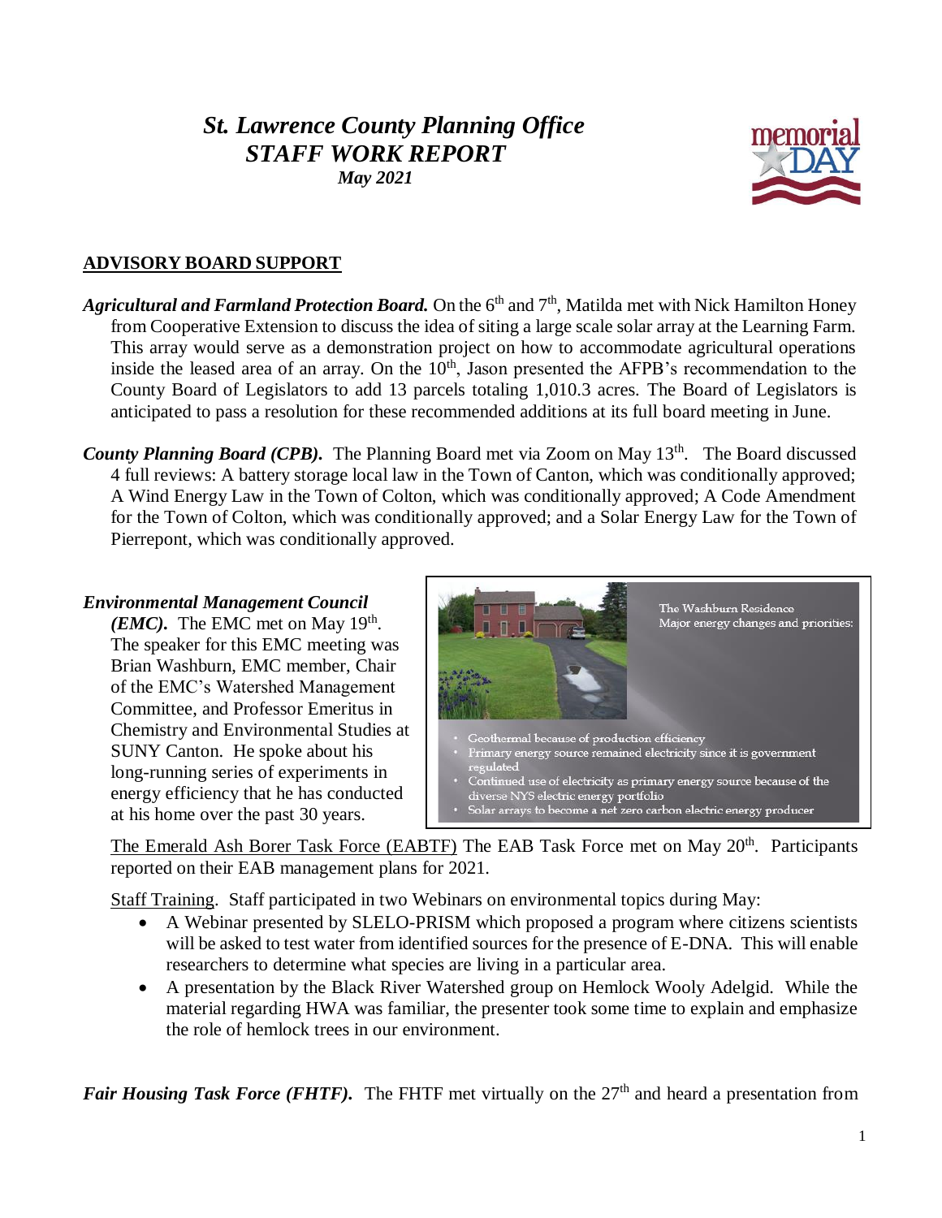# *St. Lawrence County Planning Office*
# *STAFF WORK REPORT*
### *May 2021*

## ADVISORY BOARD SUPPORT

***Agricultural and Farmland Protection Board.*** On the 6th and 7th, Matilda met with Nick Hamilton Honey from Cooperative Extension to discuss the idea of siting a large scale solar array at the Learning Farm. This array would serve as a demonstration project on how to accommodate agricultural operations inside the leased area of an array. On the 10th, Jason presented the AFPB's recommendation to the County Board of Legislators to add 13 parcels totaling 1,010.3 acres. The Board of Legislators is anticipated to pass a resolution for these recommended additions at its full board meeting in June.

***County Planning Board (CPB).*** The Planning Board met via Zoom on May 13th. The Board discussed 4 full reviews: A battery storage local law in the Town of Canton, which was conditionally approved; A Wind Energy Law in the Town of Colton, which was conditionally approved; A Code Amendment for the Town of Colton, which was conditionally approved; and a Solar Energy Law for the Town of Pierrepont, which was conditionally approved.

***Environmental Management Council (EMC).*** The EMC met on May 19th. The speaker for this EMC meeting was Brian Washburn, EMC member, Chair of the EMC's Watershed Management Committee, and Professor Emeritus in Chemistry and Environmental Studies at SUNY Canton. He spoke about his long-running series of experiments in energy efficiency that he has conducted at his home over the past 30 years.

The Washburn Residence
Major energy changes and priorities:

- Geothermal because of production efficiency
- Primary energy source remained electricity since it is government regulated
- Continued use of electricity as primary energy source because of the diverse NYS electric energy portfolio
- Solar arrays to become a net zero carbon electric energy producer

The Emerald Ash Borer Task Force (EABTF) The EAB Task Force met on May 20th. Participants reported on their EAB management plans for 2021.

Staff Training. Staff participated in two Webinars on environmental topics during May:

- A Webinar presented by SLELO-PRISM which proposed a program where citizens scientists will be asked to test water from identified sources for the presence of E-DNA. This will enable researchers to determine what species are living in a particular area.
- A presentation by the Black River Watershed group on Hemlock Wooly Adelgid. While the material regarding HWA was familiar, the presenter took some time to explain and emphasize the role of hemlock trees in our environment.

***Fair Housing Task Force (FHTF).*** The FHTF met virtually on the 27th and heard a presentation from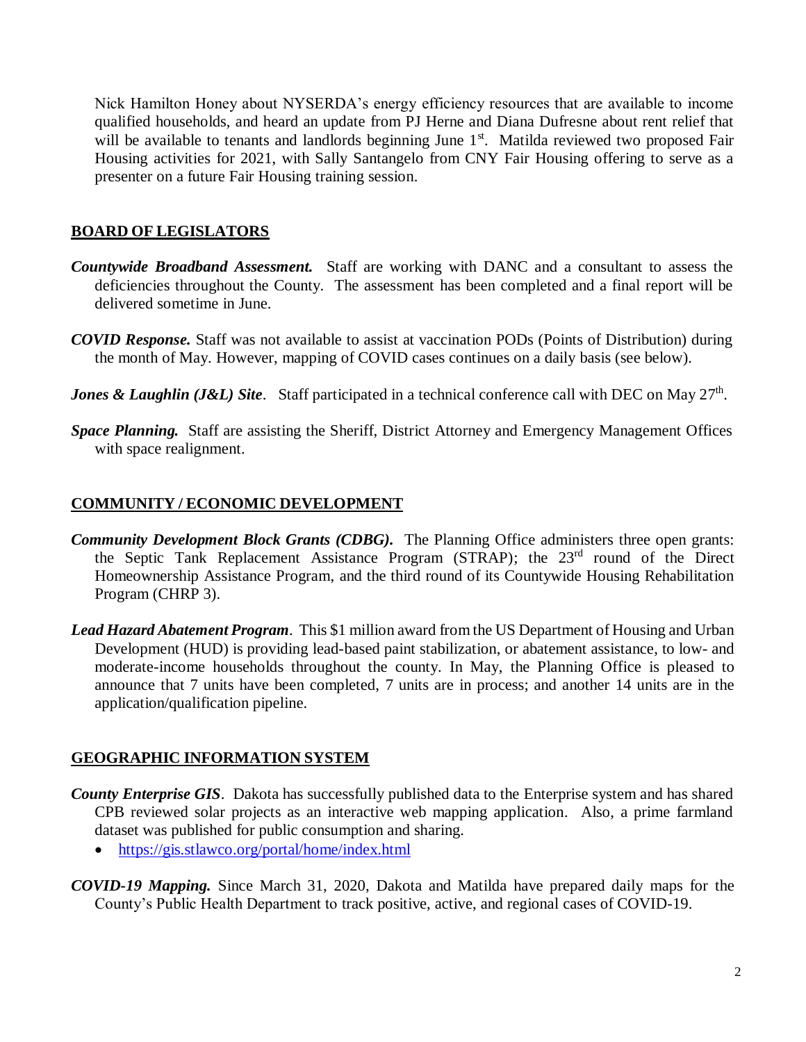Nick Hamilton Honey about NYSERDA's energy efficiency resources that are available to income qualified households, and heard an update from PJ Herne and Diana Dufresne about rent relief that will be available to tenants and landlords beginning June 1st. Matilda reviewed two proposed Fair Housing activities for 2021, with Sally Santangelo from CNY Fair Housing offering to serve as a presenter on a future Fair Housing training session.

## BOARD OF LEGISLATORS

***Countywide Broadband Assessment.*** Staff are working with DANC and a consultant to assess the deficiencies throughout the County. The assessment has been completed and a final report will be delivered sometime in June.

***COVID Response.*** Staff was not available to assist at vaccination PODs (Points of Distribution) during the month of May. However, mapping of COVID cases continues on a daily basis (see below).

***Jones & Laughlin (J&L) Site***. Staff participated in a technical conference call with DEC on May 27th.

***Space Planning.*** Staff are assisting the Sheriff, District Attorney and Emergency Management Offices with space realignment.

## COMMUNITY / ECONOMIC DEVELOPMENT

***Community Development Block Grants (CDBG).*** The Planning Office administers three open grants: the Septic Tank Replacement Assistance Program (STRAP); the 23rd round of the Direct Homeownership Assistance Program, and the third round of its Countywide Housing Rehabilitation Program (CHRP 3).

***Lead Hazard Abatement Program***. This $1 million award from the US Department of Housing and Urban Development (HUD) is providing lead-based paint stabilization, or abatement assistance, to low- and moderate-income households throughout the county. In May, the Planning Office is pleased to announce that 7 units have been completed, 7 units are in process; and another 14 units are in the application/qualification pipeline.

## GEOGRAPHIC INFORMATION SYSTEM

***County Enterprise GIS***. Dakota has successfully published data to the Enterprise system and has shared CPB reviewed solar projects as an interactive web mapping application. Also, a prime farmland dataset was published for public consumption and sharing.

- https://gis.stlawco.org/portal/home/index.html

***COVID-19 Mapping.*** Since March 31, 2020, Dakota and Matilda have prepared daily maps for the County's Public Health Department to track positive, active, and regional cases of COVID-19.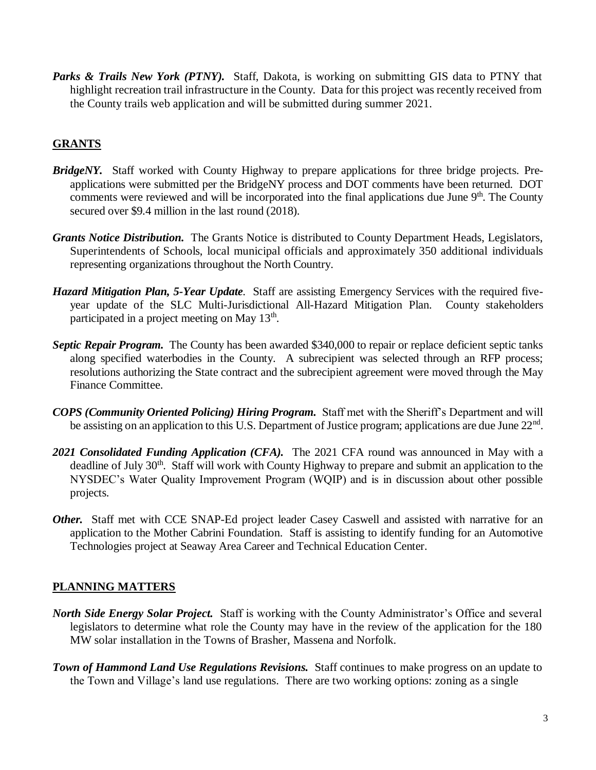***Parks & Trails New York (PTNY).*** Staff, Dakota, is working on submitting GIS data to PTNY that highlight recreation trail infrastructure in the County. Data for this project was recently received from the County trails web application and will be submitted during summer 2021.

## GRANTS

***BridgeNY.*** Staff worked with County Highway to prepare applications for three bridge projects. Pre-applications were submitted per the BridgeNY process and DOT comments have been returned. DOT comments were reviewed and will be incorporated into the final applications due June 9th. The County secured over $9.4 million in the last round (2018).

***Grants Notice Distribution.*** The Grants Notice is distributed to County Department Heads, Legislators, Superintendents of Schools, local municipal officials and approximately 350 additional individuals representing organizations throughout the North Country.

***Hazard Mitigation Plan, 5-Year Update***. Staff are assisting Emergency Services with the required five-year update of the SLC Multi-Jurisdictional All-Hazard Mitigation Plan. County stakeholders participated in a project meeting on May 13th.

***Septic Repair Program.*** The County has been awarded $340,000 to repair or replace deficient septic tanks along specified waterbodies in the County. A subrecipient was selected through an RFP process; resolutions authorizing the State contract and the subrecipient agreement were moved through the May Finance Committee.

***COPS (Community Oriented Policing) Hiring Program.*** Staff met with the Sheriff's Department and will be assisting on an application to this U.S. Department of Justice program; applications are due June 22nd.

***2021 Consolidated Funding Application (CFA).*** The 2021 CFA round was announced in May with a deadline of July 30th. Staff will work with County Highway to prepare and submit an application to the NYSDEC's Water Quality Improvement Program (WQIP) and is in discussion about other possible projects.

***Other.*** Staff met with CCE SNAP-Ed project leader Casey Caswell and assisted with narrative for an application to the Mother Cabrini Foundation. Staff is assisting to identify funding for an Automotive Technologies project at Seaway Area Career and Technical Education Center.

## PLANNING MATTERS

***North Side Energy Solar Project.*** Staff is working with the County Administrator's Office and several legislators to determine what role the County may have in the review of the application for the 180 MW solar installation in the Towns of Brasher, Massena and Norfolk.

***Town of Hammond Land Use Regulations Revisions.*** Staff continues to make progress on an update to the Town and Village's land use regulations. There are two working options: zoning as a single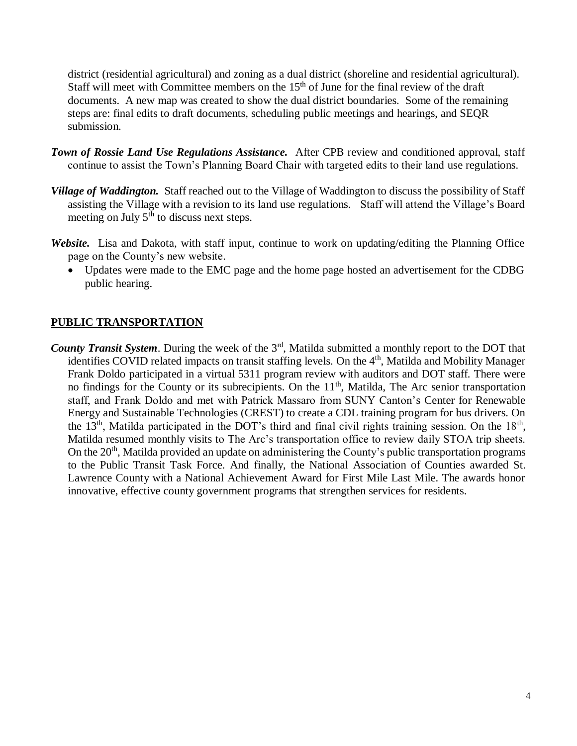district (residential agricultural) and zoning as a dual district (shoreline and residential agricultural). Staff will meet with Committee members on the 15th of June for the final review of the draft documents. A new map was created to show the dual district boundaries. Some of the remaining steps are: final edits to draft documents, scheduling public meetings and hearings, and SEQR submission.

***Town of Rossie Land Use Regulations Assistance.*** After CPB review and conditioned approval, staff continue to assist the Town's Planning Board Chair with targeted edits to their land use regulations.

***Village of Waddington.*** Staff reached out to the Village of Waddington to discuss the possibility of Staff assisting the Village with a revision to its land use regulations. Staff will attend the Village's Board meeting on July 5th to discuss next steps.

***Website.*** Lisa and Dakota, with staff input, continue to work on updating/editing the Planning Office page on the County's new website.

- Updates were made to the EMC page and the home page hosted an advertisement for the CDBG public hearing.

## PUBLIC TRANSPORTATION

***County Transit System***. During the week of the 3rd, Matilda submitted a monthly report to the DOT that identifies COVID related impacts on transit staffing levels. On the 4th, Matilda and Mobility Manager Frank Doldo participated in a virtual 5311 program review with auditors and DOT staff. There were no findings for the County or its subrecipients. On the 11th, Matilda, The Arc senior transportation staff, and Frank Doldo and met with Patrick Massaro from SUNY Canton's Center for Renewable Energy and Sustainable Technologies (CREST) to create a CDL training program for bus drivers. On the 13th, Matilda participated in the DOT's third and final civil rights training session. On the 18th, Matilda resumed monthly visits to The Arc's transportation office to review daily STOA trip sheets. On the 20th, Matilda provided an update on administering the County's public transportation programs to the Public Transit Task Force. And finally, the National Association of Counties awarded St. Lawrence County with a National Achievement Award for First Mile Last Mile. The awards honor innovative, effective county government programs that strengthen services for residents.